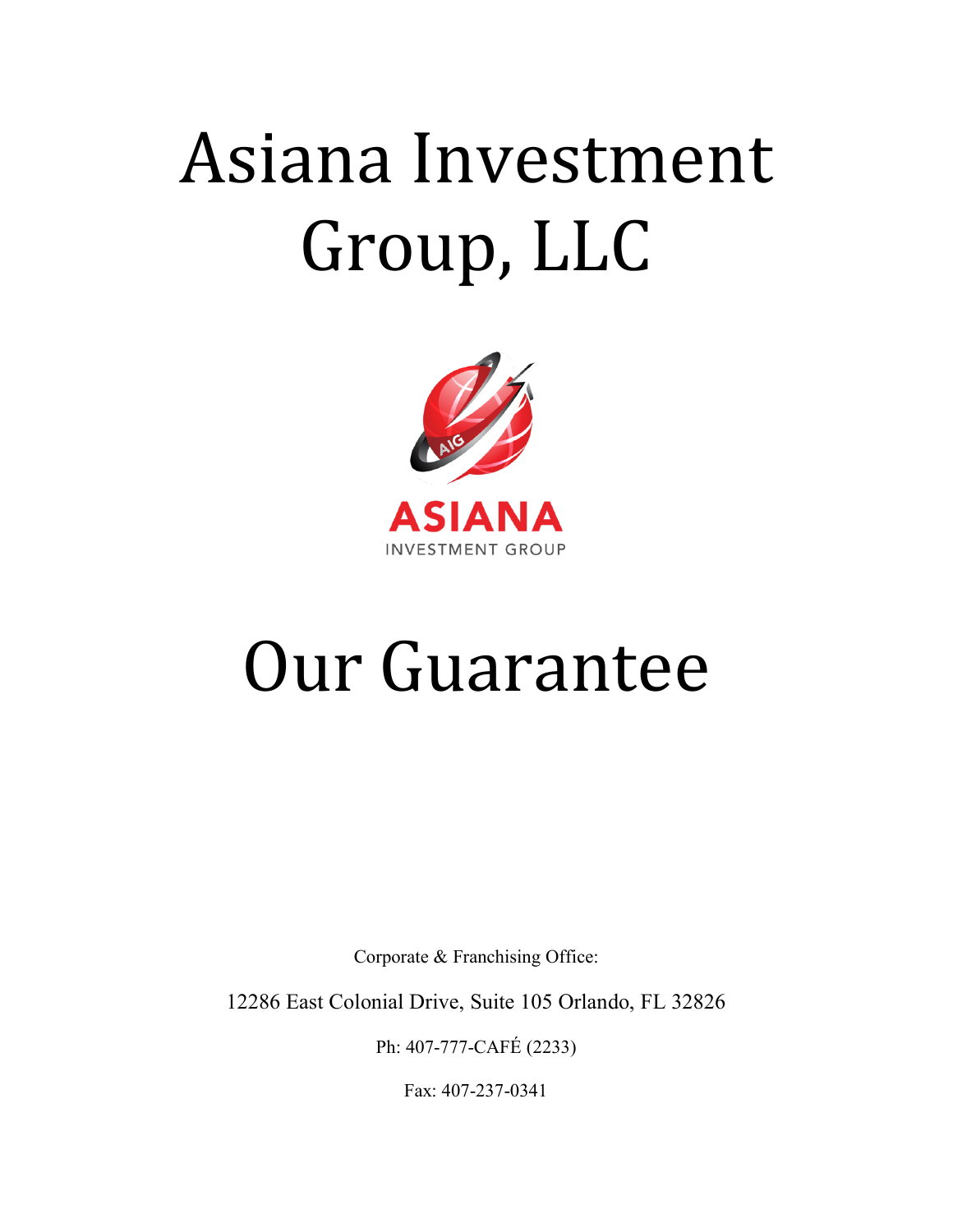# Asiana Investment Group, LLC

ASIANA

INVESTMENT GROUP

# Our Guarantee

Corporate & Franchising Office:

12286 East Colonial Drive, Suite 105 Orlando, FL 32826

Ph: 407-777-CAFÉ (2233)

Fax: 407-237-0341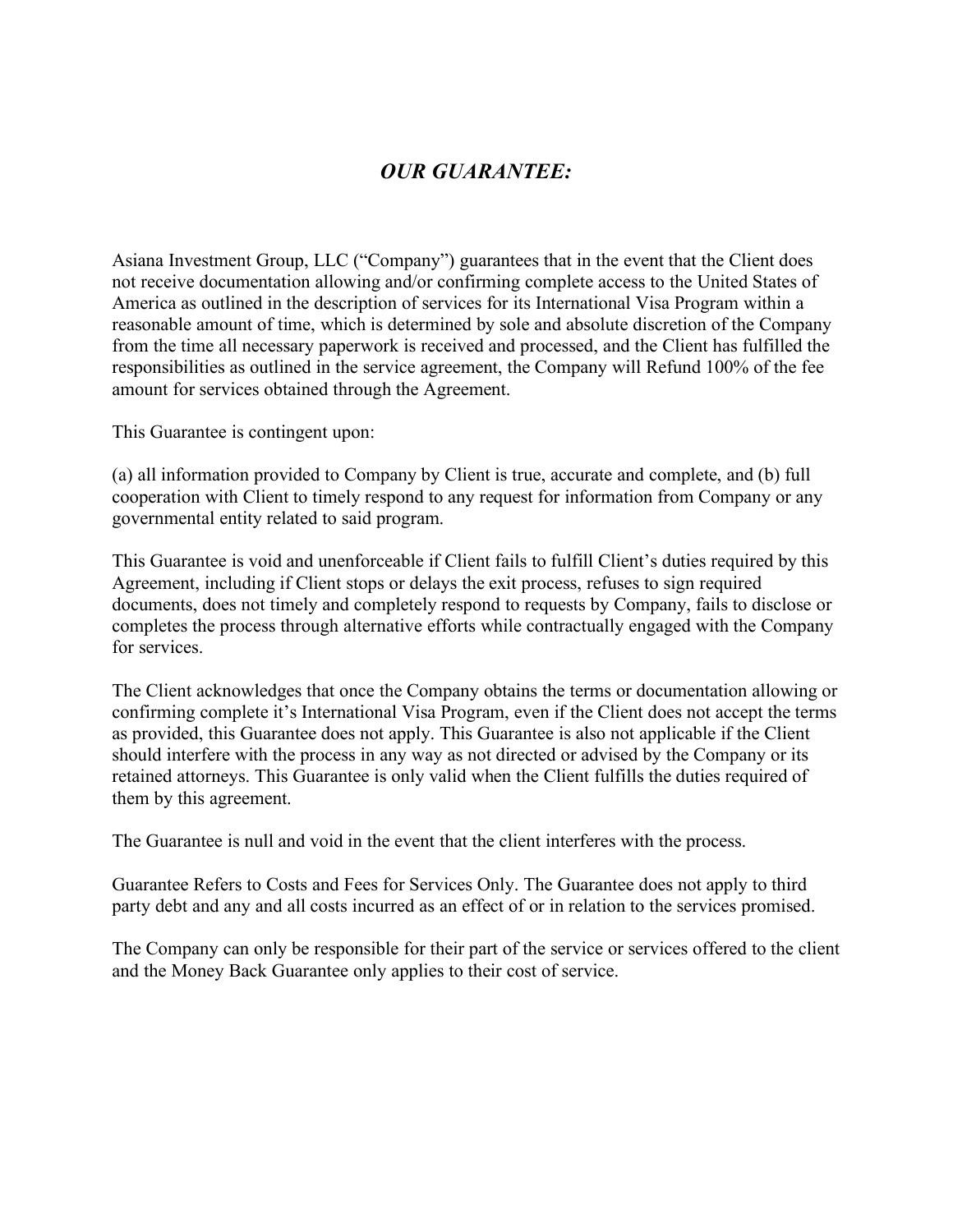## *OUR GUARANTEE:*

Asiana Investment Group, LLC ("Company") guarantees that in the event that the Client does not receive documentation allowing and/or confirming complete access to the United States of America as outlined in the description of services for its International Visa Program within a reasonable amount of time, which is determined by sole and absolute discretion of the Company from the time all necessary paperwork is received and processed, and the Client has fulfilled the responsibilities as outlined in the service agreement, the Company will Refund 100% of the fee amount for services obtained through the Agreement.

This Guarantee is contingent upon:

(a) all information provided to Company by Client is true, accurate and complete, and (b) full cooperation with Client to timely respond to any request for information from Company or any governmental entity related to said program.

This Guarantee is void and unenforceable if Client fails to fulfill Client's duties required by this Agreement, including if Client stops or delays the exit process, refuses to sign required documents, does not timely and completely respond to requests by Company, fails to disclose or completes the process through alternative efforts while contractually engaged with the Company for services.

The Client acknowledges that once the Company obtains the terms or documentation allowing or confirming complete it's International Visa Program, even if the Client does not accept the terms as provided, this Guarantee does not apply. This Guarantee is also not applicable if the Client should interfere with the process in any way as not directed or advised by the Company or its retained attorneys. This Guarantee is only valid when the Client fulfills the duties required of them by this agreement.

The Guarantee is null and void in the event that the client interferes with the process.

Guarantee Refers to Costs and Fees for Services Only. The Guarantee does not apply to third party debt and any and all costs incurred as an effect of or in relation to the services promised.

The Company can only be responsible for their part of the service or services offered to the client and the Money Back Guarantee only applies to their cost of service.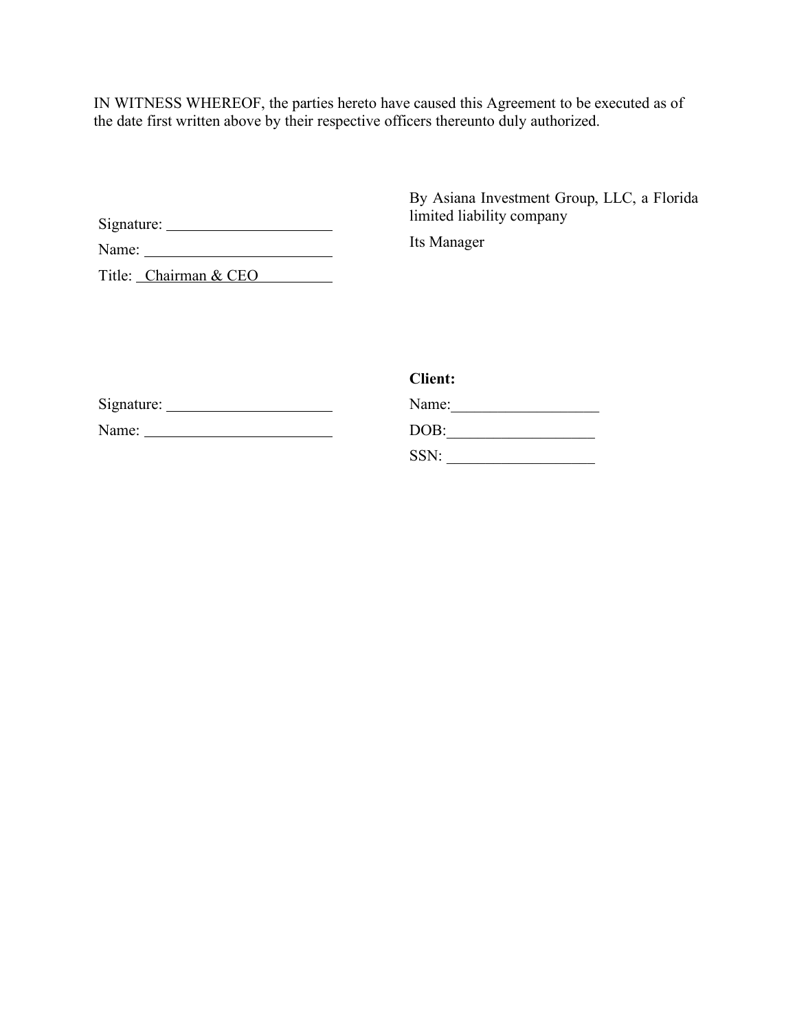IN WITNESS WHEREOF, the parties hereto have caused this Agreement to be executed as of the date first written above by their respective officers thereunto duly authorized.

By Asiana Investment Group, LLC, a Florida limited liability company

Its Manager

Signature: ____________________

Name: ____________________

Title: Chairman & CEO

**Client:**

Signature: ____________________

Name: ____________________

Name: ____________________

DOB: ____________________

SSN: ____________________